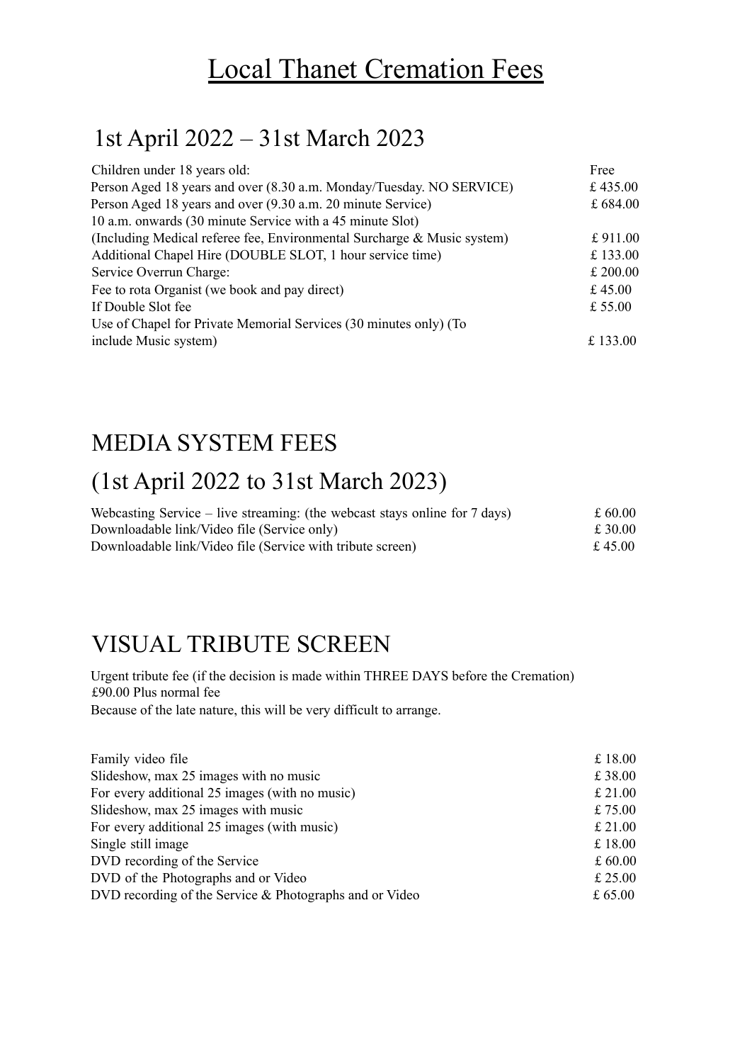# Local Thanet Cremation Fees

## 1st April 2022 – 31st March 2023

| | |
|---|---|
| Children under 18 years old: | Free |
| Person Aged 18 years and over (8.30 a.m. Monday/Tuesday. NO SERVICE) | £ 435.00 |
| Person Aged 18 years and over (9.30 a.m. 20 minute Service) | £ 684.00 |
| 10 a.m. onwards (30 minute Service with a 45 minute Slot) (Including Medical referee fee, Environmental Surcharge & Music system) | £ 911.00 |
| Additional Chapel Hire (DOUBLE SLOT, 1 hour service time) | £ 133.00 |
| Service Overrun Charge: | £ 200.00 |
| Fee to rota Organist (we book and pay direct) | £ 45.00 |
| If Double Slot fee | £ 55.00 |
| Use of Chapel for Private Memorial Services (30 minutes only) (To include Music system) | £ 133.00 |

## MEDIA SYSTEM FEES

## (1st April 2022 to 31st March 2023)

| | |
|---|---|
| Webcasting Service – live streaming: (the webcast stays online for 7 days) | £ 60.00 |
| Downloadable link/Video file (Service only) | £ 30.00 |
| Downloadable link/Video file (Service with tribute screen) | £ 45.00 |

## VISUAL TRIBUTE SCREEN

Urgent tribute fee (if the decision is made within THREE DAYS before the Cremation) £90.00 Plus normal fee
Because of the late nature, this will be very difficult to arrange.

| | |
|---|---|
| Family video file | £ 18.00 |
| Slideshow, max 25 images with no music | £ 38.00 |
| For every additional 25 images (with no music) | £ 21.00 |
| Slideshow, max 25 images with music | £ 75.00 |
| For every additional 25 images (with music) | £ 21.00 |
| Single still image | £ 18.00 |
| DVD recording of the Service | £ 60.00 |
| DVD of the Photographs and or Video | £ 25.00 |
| DVD recording of the Service & Photographs and or Video | £ 65.00 |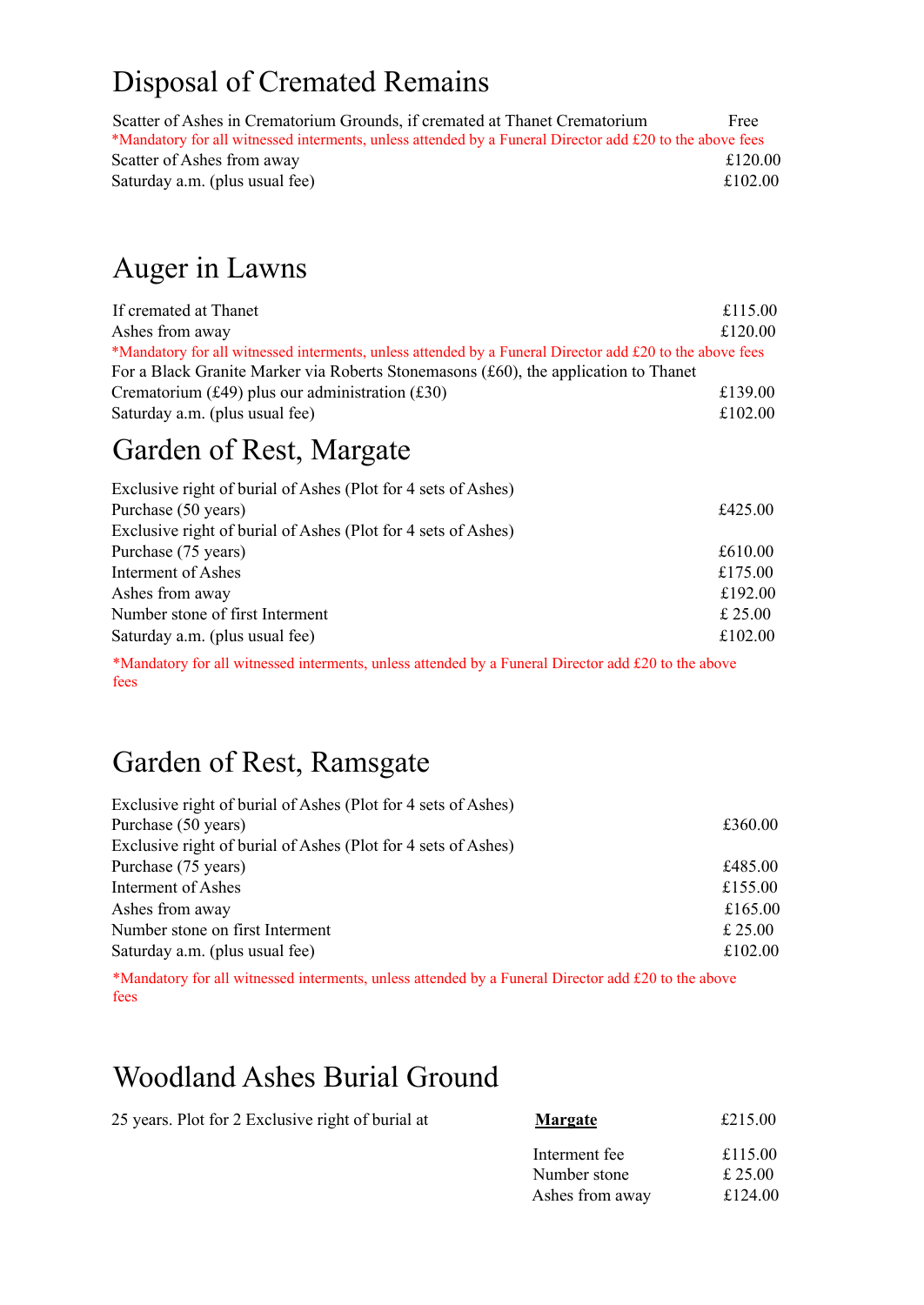# Disposal of Cremated Remains

| | |
|---|---|
| Scatter of Ashes in Crematorium Grounds, if cremated at Thanet Crematorium | Free |

*Mandatory for all witnessed interments, unless attended by a Funeral Director add £20 to the above fees

| | |
|---|---|
| Scatter of Ashes from away | £120.00 |
| Saturday a.m. (plus usual fee) | £102.00 |

# Auger in Lawns

| | |
|---|---|
| If cremated at Thanet | £115.00 |
| Ashes from away | £120.00 |

*Mandatory for all witnessed interments, unless attended by a Funeral Director add £20 to the above fees

| | |
|---|---|
| For a Black Granite Marker via Roberts Stonemasons (£60), the application to Thanet Crematorium (£49) plus our administration (£30) | £139.00 |
| Saturday a.m. (plus usual fee) | £102.00 |

# Garden of Rest, Margate

| | |
|---|---|
| Exclusive right of burial of Ashes (Plot for 4 sets of Ashes) Purchase (50 years) | £425.00 |
| Exclusive right of burial of Ashes (Plot for 4 sets of Ashes) Purchase (75 years) | £610.00 |
| Interment of Ashes | £175.00 |
| Ashes from away | £192.00 |
| Number stone of first Interment | £ 25.00 |
| Saturday a.m. (plus usual fee) | £102.00 |

*Mandatory for all witnessed interments, unless attended by a Funeral Director add £20 to the above fees

# Garden of Rest, Ramsgate

| | |
|---|---|
| Exclusive right of burial of Ashes (Plot for 4 sets of Ashes) Purchase (50 years) | £360.00 |
| Exclusive right of burial of Ashes (Plot for 4 sets of Ashes) Purchase (75 years) | £485.00 |
| Interment of Ashes | £155.00 |
| Ashes from away | £165.00 |
| Number stone on first Interment | £ 25.00 |
| Saturday a.m. (plus usual fee) | £102.00 |

*Mandatory for all witnessed interments, unless attended by a Funeral Director add £20 to the above fees

# Woodland Ashes Burial Ground

| | | |
|---|---|---|
| 25 years. Plot for 2 Exclusive right of burial at | **Margate** | £215.00 |
| | Interment fee | £115.00 |
| | Number stone | £ 25.00 |
| | Ashes from away | £124.00 |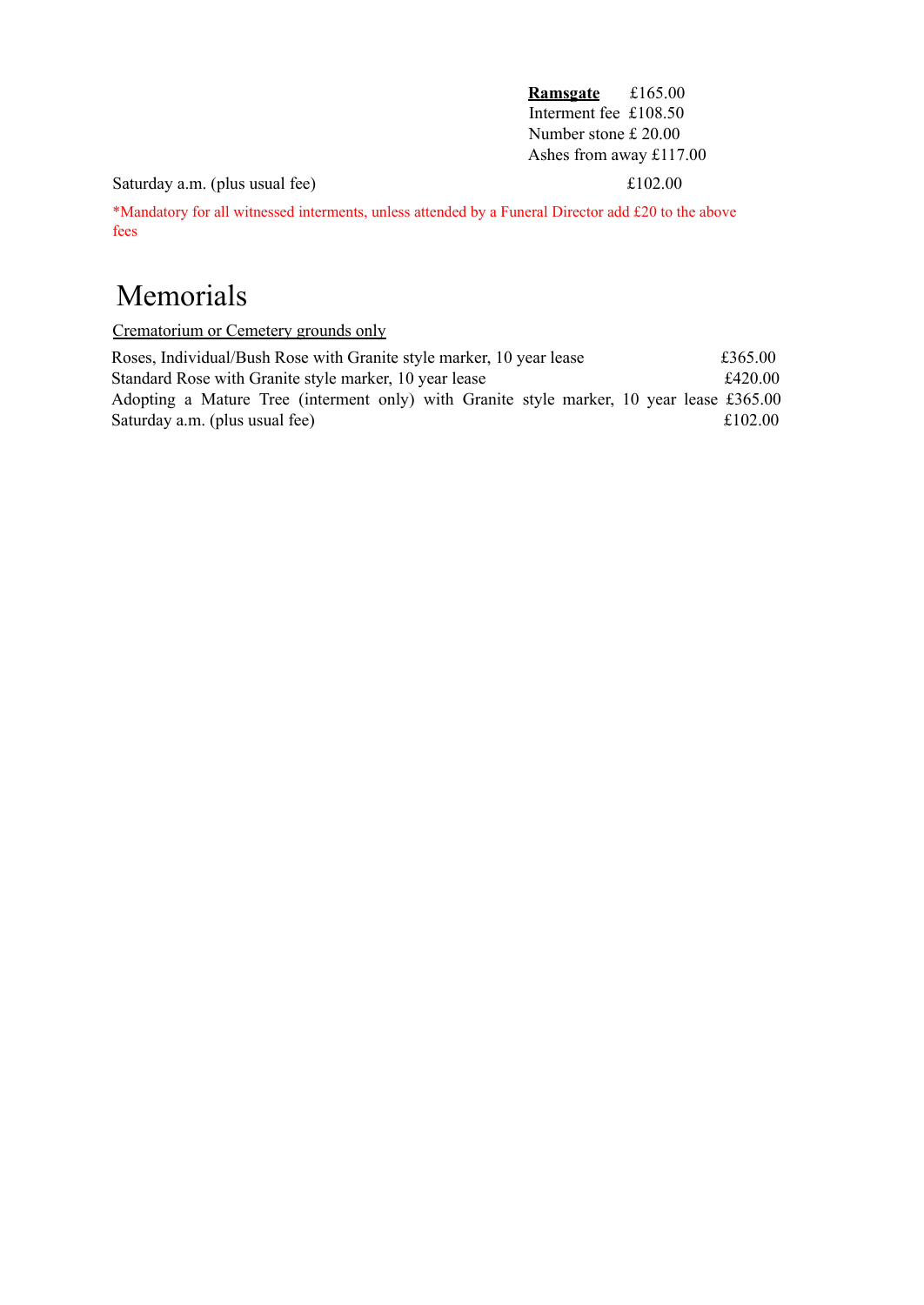| | |
|---|---|
| **Ramsgate** | £165.00 |
| Interment fee | £108.50 |
| Number stone | £ 20.00 |
| Ashes from away | £117.00 |

Saturday a.m. (plus usual fee) £102.00

*Mandatory for all witnessed interments, unless attended by a Funeral Director add £20 to the above fees

# Memorials

Crematorium or Cemetery grounds only

| | |
|---|---|
| Roses, Individual/Bush Rose with Granite style marker, 10 year lease | £365.00 |
| Standard Rose with Granite style marker, 10 year lease | £420.00 |
| Adopting a Mature Tree (interment only) with Granite style marker, 10 year lease | £365.00 |
| Saturday a.m. (plus usual fee) | £102.00 |